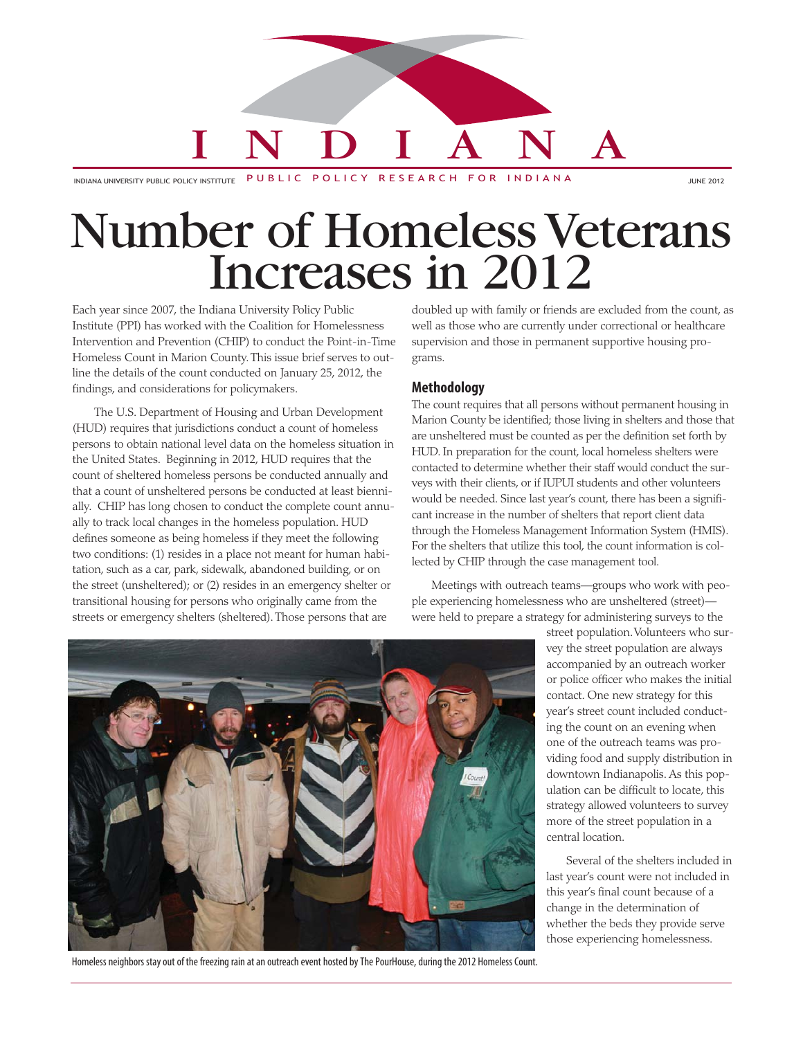# INDIANA

INDIANA UNIVERSITY PUBLIC POLICY INSTITUTE PUBLIC POLICY RESEARCH FOR INDIANA JUNE 2012

# Number of Homeless Veterans Increases in 2012

Each year since 2007, the Indiana University Policy Public Institute (PPI) has worked with the Coalition for Homelessness Intervention and Prevention (CHIP) to conduct the Point-in-Time Homeless Count in Marion County. This issue brief serves to outline the details of the count conducted on January 25, 2012, the findings, and considerations for policymakers.

The U.S. Department of Housing and Urban Development (HUD) requires that jurisdictions conduct a count of homeless persons to obtain national level data on the homeless situation in the United States. Beginning in 2012, HUD requires that the count of sheltered homeless persons be conducted annually and that a count of unsheltered persons be conducted at least biennially. CHIP has long chosen to conduct the complete count annually to track local changes in the homeless population. HUD defines someone as being homeless if they meet the following two conditions: (1) resides in a place not meant for human habitation, such as a car, park, sidewalk, abandoned building, or on the street (unsheltered); or (2) resides in an emergency shelter or transitional housing for persons who originally came from the streets or emergency shelters (sheltered). Those persons that are doubled up with family or friends are excluded from the count, as well as those who are currently under correctional or healthcare supervision and those in permanent supportive housing programs.

## Methodology

The count requires that all persons without permanent housing in Marion County be identified; those living in shelters and those that are unsheltered must be counted as per the definition set forth by HUD. In preparation for the count, local homeless shelters were contacted to determine whether their staff would conduct the surveys with their clients, or if IUPUI students and other volunteers would be needed. Since last year's count, there has been a significant increase in the number of shelters that report client data through the Homeless Management Information System (HMIS). For the shelters that utilize this tool, the count information is collected by CHIP through the case management tool.

Meetings with outreach teams—groups who work with people experiencing homelessness who are unsheltered (street)—were held to prepare a strategy for administering surveys to the street population. Volunteers who survey the street population are always accompanied by an outreach worker or police officer who makes the initial contact. One new strategy for this year's street count included conducting the count on an evening when one of the outreach teams was providing food and supply distribution in downtown Indianapolis. As this population can be difficult to locate, this strategy allowed volunteers to survey more of the street population in a central location.

Several of the shelters included in last year's count were not included in this year's final count because of a change in the determination of whether the beds they provide serve those experiencing homelessness.

Homeless neighbors stay out of the freezing rain at an outreach event hosted by The PourHouse, during the 2012 Homeless Count.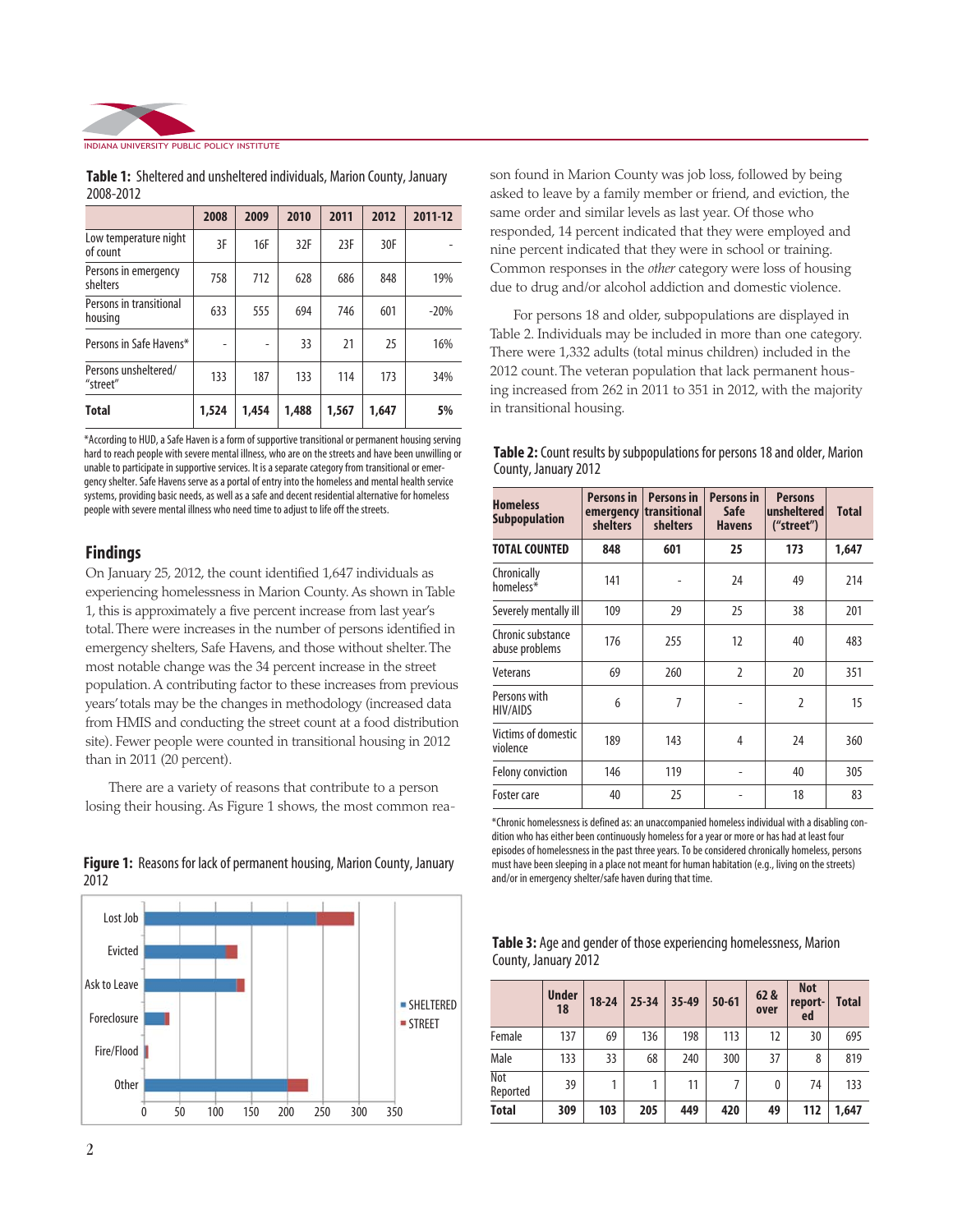**Table 1:** Sheltered and unsheltered individuals, Marion County, January 2008-2012

| | 2008 | 2009 | 2010 | 2011 | 2012 | 2011-12 |
|---|---|---|---|---|---|---|
| Low temperature night of count | 3F | 16F | 32F | 23F | 30F | - |
| Persons in emergency shelters | 758 | 712 | 628 | 686 | 848 | 19% |
| Persons in transitional housing | 633 | 555 | 694 | 746 | 601 | -20% |
| Persons in Safe Havens* | - | - | 33 | 21 | 25 | 16% |
| Persons unsheltered/ "street" | 133 | 187 | 133 | 114 | 173 | 34% |
| **Total** | **1,524** | **1,454** | **1,488** | **1,567** | **1,647** | **5%** |

*According to HUD, a Safe Haven is a form of supportive transitional or permanent housing serving hard to reach people with severe mental illness, who are on the streets and have been unwilling or unable to participate in supportive services. It is a separate category from transitional or emergency shelter. Safe Havens serve as a portal of entry into the homeless and mental health service systems, providing basic needs, as well as a safe and decent residential alternative for homeless people with severe mental illness who need time to adjust to life off the streets.

## Findings

On January 25, 2012, the count identified 1,647 individuals as experiencing homelessness in Marion County. As shown in Table 1, this is approximately a five percent increase from last year's total. There were increases in the number of persons identified in emergency shelters, Safe Havens, and those without shelter. The most notable change was the 34 percent increase in the street population. A contributing factor to these increases from previous years' totals may be the changes in methodology (increased data from HMIS and conducting the street count at a food distribution site). Fewer people were counted in transitional housing in 2012 than in 2011 (20 percent).

There are a variety of reasons that contribute to a person losing their housing. As Figure 1 shows, the most common reason found in Marion County was job loss, followed by being asked to leave by a family member or friend, and eviction, the same order and similar levels as last year. Of those who responded, 14 percent indicated that they were employed and nine percent indicated that they were in school or training. Common responses in the *other* category were loss of housing due to drug and/or alcohol addiction and domestic violence.

**Figure 1:** Reasons for lack of permanent housing, Marion County, January 2012

For persons 18 and older, subpopulations are displayed in Table 2. Individuals may be included in more than one category. There were 1,332 adults (total minus children) included in the 2012 count. The veteran population that lack permanent housing increased from 262 in 2011 to 351 in 2012, with the majority in transitional housing.

**Table 2:** Count results by subpopulations for persons 18 and older, Marion County, January 2012

| Homeless Subpopulation | Persons in emergency shelters | Persons in transitional shelters | Persons in Safe Havens | Persons unsheltered ("street") | Total |
|---|---|---|---|---|---|
| **TOTAL COUNTED** | **848** | **601** | **25** | **173** | **1,647** |
| Chronically homeless* | 141 | - | 24 | 49 | 214 |
| Severely mentally ill | 109 | 29 | 25 | 38 | 201 |
| Chronic substance abuse problems | 176 | 255 | 12 | 40 | 483 |
| Veterans | 69 | 260 | 2 | 20 | 351 |
| Persons with HIV/AIDS | 6 | 7 | - | 2 | 15 |
| Victims of domestic violence | 189 | 143 | 4 | 24 | 360 |
| Felony conviction | 146 | 119 | - | 40 | 305 |
| Foster care | 40 | 25 | - | 18 | 83 |

*Chronic homelessness is defined as: an unaccompanied homeless individual with a disabling condition who has either been continuously homeless for a year or more or has had at least four episodes of homelessness in the past three years. To be considered chronically homeless, persons must have been sleeping in a place not meant for human habitation (e.g., living on the streets) and/or in emergency shelter/safe haven during that time.

**Table 3:** Age and gender of those experiencing homelessness, Marion County, January 2012

| | Under 18 | 18-24 | 25-34 | 35-49 | 50-61 | 62 & over | Not reported | Total |
|---|---|---|---|---|---|---|---|---|
| Female | 137 | 69 | 136 | 198 | 113 | 12 | 30 | 695 |
| Male | 133 | 33 | 68 | 240 | 300 | 37 | 8 | 819 |
| Not Reported | 39 | 1 | 1 | 11 | 7 | 0 | 74 | 133 |
| **Total** | **309** | **103** | **205** | **449** | **420** | **49** | **112** | **1,647** |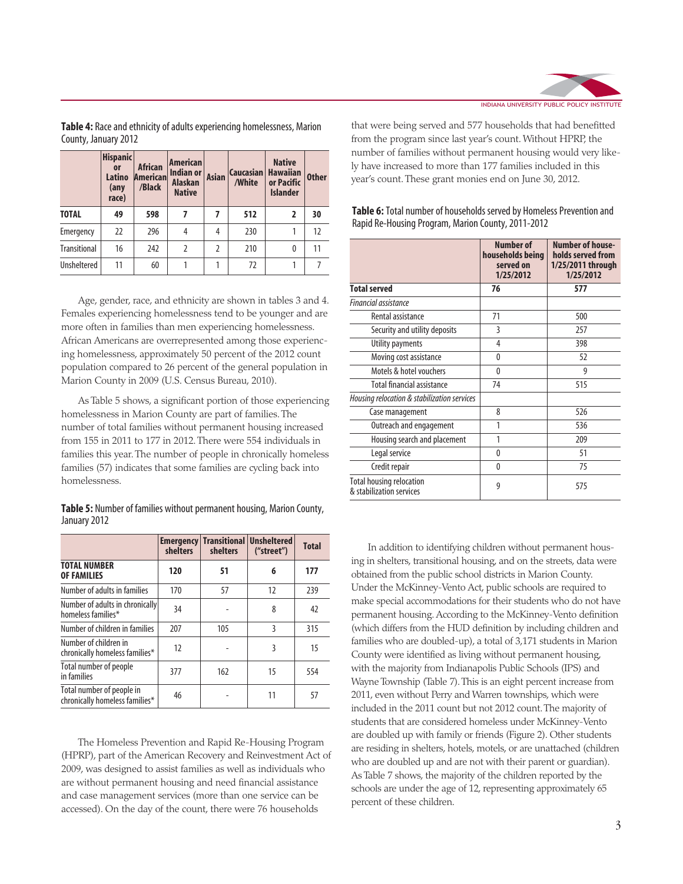**Table 4:** Race and ethnicity of adults experiencing homelessness, Marion County, January 2012

| | Hispanic or Latino (any race) | African American /Black | American Indian or Alaskan Native | Asian | Caucasian /White | Native Hawaiian or Pacific Islander | Other |
|---|---|---|---|---|---|---|---|
| **TOTAL** | **49** | **598** | **7** | **7** | **512** | **2** | **30** |
| Emergency | 22 | 296 | 4 | 4 | 230 | 1 | 12 |
| Transitional | 16 | 242 | 2 | 2 | 210 | 0 | 11 |
| Unsheltered | 11 | 60 | 1 | 1 | 72 | 1 | 7 |

Age, gender, race, and ethnicity are shown in tables 3 and 4. Females experiencing homelessness tend to be younger and are more often in families than men experiencing homelessness. African Americans are overrepresented among those experiencing homelessness, approximately 50 percent of the 2012 count population compared to 26 percent of the general population in Marion County in 2009 (U.S. Census Bureau, 2010).

As Table 5 shows, a significant portion of those experiencing homelessness in Marion County are part of families. The number of total families without permanent housing increased from 155 in 2011 to 177 in 2012. There were 554 individuals in families this year. The number of people in chronically homeless families (57) indicates that some families are cycling back into homelessness.

**Table 5:** Number of families without permanent housing, Marion County, January 2012

| | Emergency shelters | Transitional shelters | Unsheltered ("street") | Total |
|---|---|---|---|---|
| **TOTAL NUMBER OF FAMILIES** | **120** | **51** | **6** | **177** |
| Number of adults in families | 170 | 57 | 12 | 239 |
| Number of adults in chronically homeless families* | 34 | - | 8 | 42 |
| Number of children in families | 207 | 105 | 3 | 315 |
| Number of children in chronically homeless families* | 12 | - | 3 | 15 |
| Total number of people in families | 377 | 162 | 15 | 554 |
| Total number of people in chronically homeless families* | 46 | - | 11 | 57 |

The Homeless Prevention and Rapid Re-Housing Program (HPRP), part of the American Recovery and Reinvestment Act of 2009, was designed to assist families as well as individuals who are without permanent housing and need financial assistance and case management services (more than one service can be accessed). On the day of the count, there were 76 households that were being served and 577 households that had benefitted from the program since last year's count. Without HPRP, the number of families without permanent housing would very likely have increased to more than 177 families included in this year's count. These grant monies end on June 30, 2012.

**Table 6:** Total number of households served by Homeless Prevention and Rapid Re-Housing Program, Marion County, 2011-2012

| | Number of households being served on 1/25/2012 | Number of households served from 1/25/2011 through 1/25/2012 |
|---|---|---|
| **Total served** | **76** | **577** |
| *Financial assistance* | | |
| Rental assistance | 71 | 500 |
| Security and utility deposits | 3 | 257 |
| Utility payments | 4 | 398 |
| Moving cost assistance | 0 | 52 |
| Motels & hotel vouchers | 0 | 9 |
| Total financial assistance | 74 | 515 |
| *Housing relocation & stabilization services* | | |
| Case management | 8 | 526 |
| Outreach and engagement | 1 | 536 |
| Housing search and placement | 1 | 209 |
| Legal service | 0 | 51 |
| Credit repair | 0 | 75 |
| Total housing relocation & stabilization services | 9 | 575 |

In addition to identifying children without permanent housing in shelters, transitional housing, and on the streets, data were obtained from the public school districts in Marion County. Under the McKinney-Vento Act, public schools are required to make special accommodations for their students who do not have permanent housing. According to the McKinney-Vento definition (which differs from the HUD definition by including children and families who are doubled-up), a total of 3,171 students in Marion County were identified as living without permanent housing, with the majority from Indianapolis Public Schools (IPS) and Wayne Township (Table 7). This is an eight percent increase from 2011, even without Perry and Warren townships, which were included in the 2011 count but not 2012 count. The majority of students that are considered homeless under McKinney-Vento are doubled up with family or friends (Figure 2). Other students are residing in shelters, hotels, motels, or are unattached (children who are doubled up and are not with their parent or guardian). As Table 7 shows, the majority of the children reported by the schools are under the age of 12, representing approximately 65 percent of these children.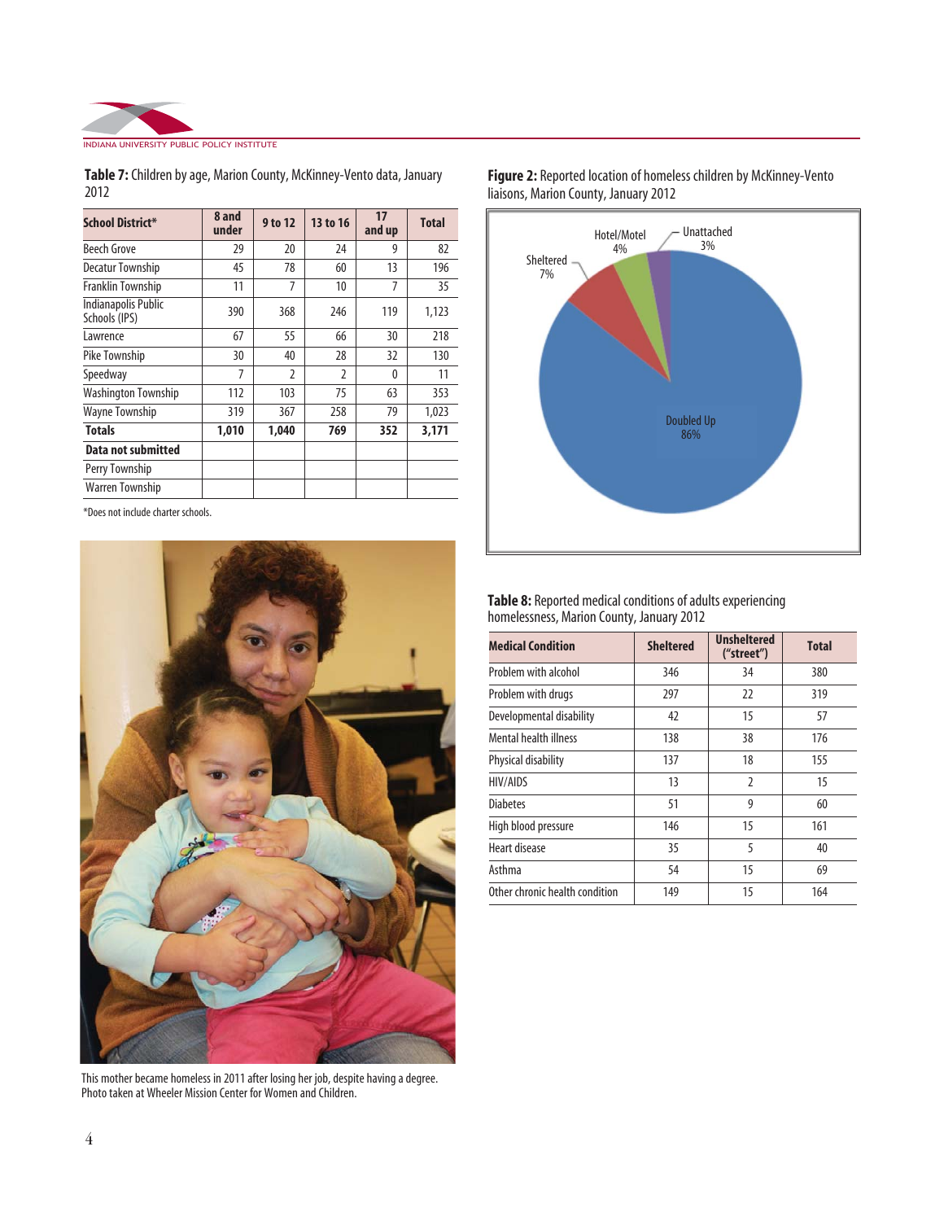**Table 7:** Children by age, Marion County, McKinney-Vento data, January 2012

| School District* | 8 and under | 9 to 12 | 13 to 16 | 17 and up | Total |
|---|---|---|---|---|---|
| Beech Grove | 29 | 20 | 24 | 9 | 82 |
| Decatur Township | 45 | 78 | 60 | 13 | 196 |
| Franklin Township | 11 | 7 | 10 | 7 | 35 |
| Indianapolis Public Schools (IPS) | 390 | 368 | 246 | 119 | 1,123 |
| Lawrence | 67 | 55 | 66 | 30 | 218 |
| Pike Township | 30 | 40 | 28 | 32 | 130 |
| Speedway | 7 | 2 | 2 | 0 | 11 |
| Washington Township | 112 | 103 | 75 | 63 | 353 |
| Wayne Township | 319 | 367 | 258 | 79 | 1,023 |
| **Totals** | **1,010** | **1,040** | **769** | **352** | **3,171** |
| **Data not submitted** | | | | | |
| Perry Township | | | | | |
| Warren Township | | | | | |

*Does not include charter schools.

This mother became homeless in 2011 after losing her job, despite having a degree. Photo taken at Wheeler Mission Center for Women and Children.

**Figure 2:** Reported location of homeless children by McKinney-Vento liaisons, Marion County, January 2012

- Doubled Up 86%
- Sheltered 7%
- Hotel/Motel 4%
- Unattached 3%

**Table 8:** Reported medical conditions of adults experiencing homelessness, Marion County, January 2012

| Medical Condition | Sheltered | Unsheltered ("street") | Total |
|---|---|---|---|
| Problem with alcohol | 346 | 34 | 380 |
| Problem with drugs | 297 | 22 | 319 |
| Developmental disability | 42 | 15 | 57 |
| Mental health illness | 138 | 38 | 176 |
| Physical disability | 137 | 18 | 155 |
| HIV/AIDS | 13 | 2 | 15 |
| Diabetes | 51 | 9 | 60 |
| High blood pressure | 146 | 15 | 161 |
| Heart disease | 35 | 5 | 40 |
| Asthma | 54 | 15 | 69 |
| Other chronic health condition | 149 | 15 | 164 |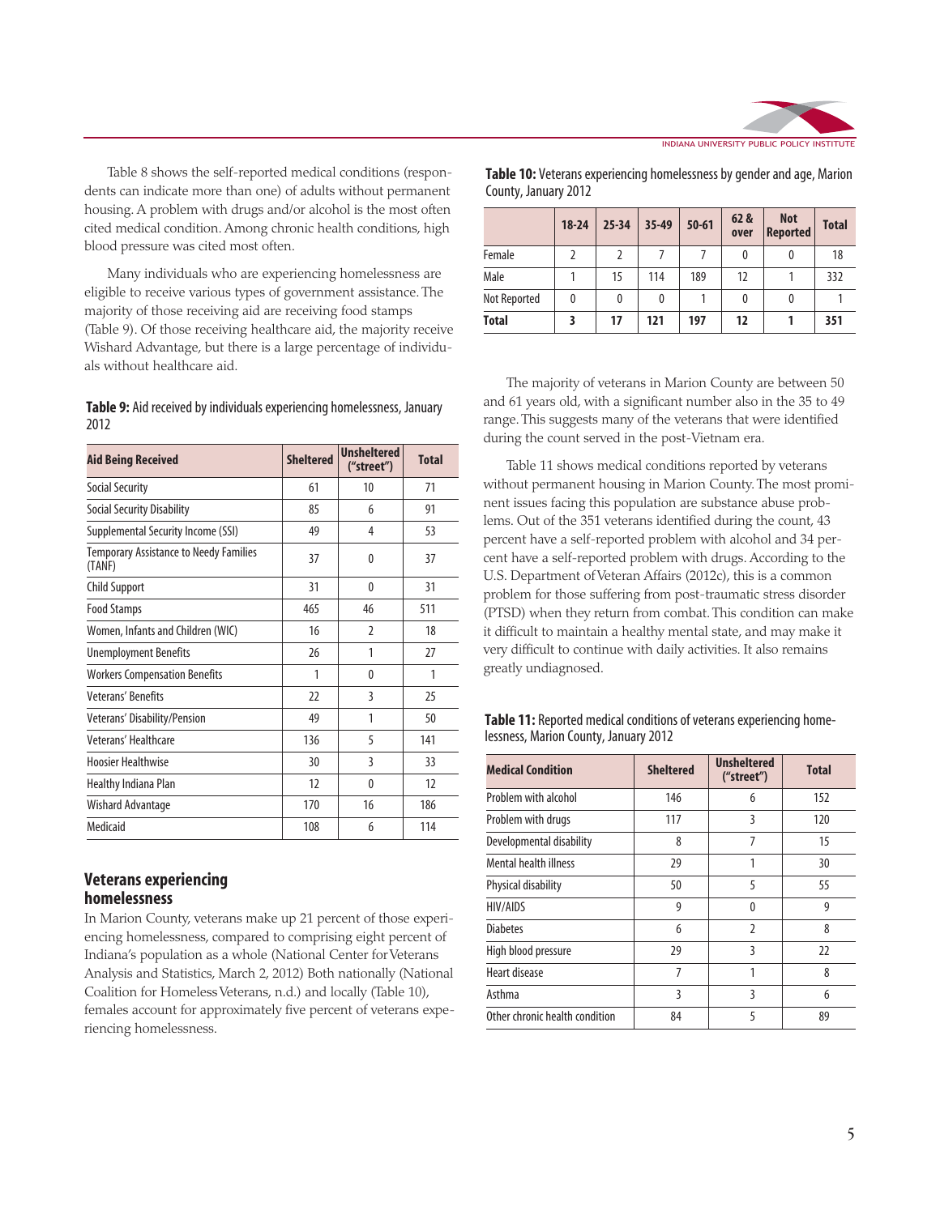Table 8 shows the self-reported medical conditions (respondents can indicate more than one) of adults without permanent housing. A problem with drugs and/or alcohol is the most often cited medical condition. Among chronic health conditions, high blood pressure was cited most often.

Many individuals who are experiencing homelessness are eligible to receive various types of government assistance. The majority of those receiving aid are receiving food stamps (Table 9). Of those receiving healthcare aid, the majority receive Wishard Advantage, but there is a large percentage of individuals without healthcare aid.

**Table 9:** Aid received by individuals experiencing homelessness, January 2012

| Aid Being Received | Sheltered | Unsheltered ("street") | Total |
|---|---|---|---|
| Social Security | 61 | 10 | 71 |
| Social Security Disability | 85 | 6 | 91 |
| Supplemental Security Income (SSI) | 49 | 4 | 53 |
| Temporary Assistance to Needy Families (TANF) | 37 | 0 | 37 |
| Child Support | 31 | 0 | 31 |
| Food Stamps | 465 | 46 | 511 |
| Women, Infants and Children (WIC) | 16 | 2 | 18 |
| Unemployment Benefits | 26 | 1 | 27 |
| Workers Compensation Benefits | 1 | 0 | 1 |
| Veterans' Benefits | 22 | 3 | 25 |
| Veterans' Disability/Pension | 49 | 1 | 50 |
| Veterans' Healthcare | 136 | 5 | 141 |
| Hoosier Healthwise | 30 | 3 | 33 |
| Healthy Indiana Plan | 12 | 0 | 12 |
| Wishard Advantage | 170 | 16 | 186 |
| Medicaid | 108 | 6 | 114 |

## Veterans experiencing homelessness

In Marion County, veterans make up 21 percent of those experiencing homelessness, compared to comprising eight percent of Indiana's population as a whole (National Center for Veterans Analysis and Statistics, March 2, 2012) Both nationally (National Coalition for Homeless Veterans, n.d.) and locally (Table 10), females account for approximately five percent of veterans experiencing homelessness.

**Table 10:** Veterans experiencing homelessness by gender and age, Marion County, January 2012

| | 18-24 | 25-34 | 35-49 | 50-61 | 62 & over | Not Reported | Total |
|---|---|---|---|---|---|---|---|
| Female | 2 | 2 | 7 | 7 | 0 | 0 | 18 |
| Male | 1 | 15 | 114 | 189 | 12 | 1 | 332 |
| Not Reported | 0 | 0 | 0 | 1 | 0 | 0 | 1 |
| **Total** | **3** | **17** | **121** | **197** | **12** | **1** | **351** |

The majority of veterans in Marion County are between 50 and 61 years old, with a significant number also in the 35 to 49 range. This suggests many of the veterans that were identified during the count served in the post-Vietnam era.

Table 11 shows medical conditions reported by veterans without permanent housing in Marion County. The most prominent issues facing this population are substance abuse problems. Out of the 351 veterans identified during the count, 43 percent have a self-reported problem with alcohol and 34 percent have a self-reported problem with drugs. According to the U.S. Department of Veteran Affairs (2012c), this is a common problem for those suffering from post-traumatic stress disorder (PTSD) when they return from combat. This condition can make it difficult to maintain a healthy mental state, and may make it very difficult to continue with daily activities. It also remains greatly undiagnosed.

**Table 11:** Reported medical conditions of veterans experiencing homelessness, Marion County, January 2012

| Medical Condition | Sheltered | Unsheltered ("street") | Total |
|---|---|---|---|
| Problem with alcohol | 146 | 6 | 152 |
| Problem with drugs | 117 | 3 | 120 |
| Developmental disability | 8 | 7 | 15 |
| Mental health illness | 29 | 1 | 30 |
| Physical disability | 50 | 5 | 55 |
| HIV/AIDS | 9 | 0 | 9 |
| Diabetes | 6 | 2 | 8 |
| High blood pressure | 29 | 3 | 22 |
| Heart disease | 7 | 1 | 8 |
| Asthma | 3 | 3 | 6 |
| Other chronic health condition | 84 | 5 | 89 |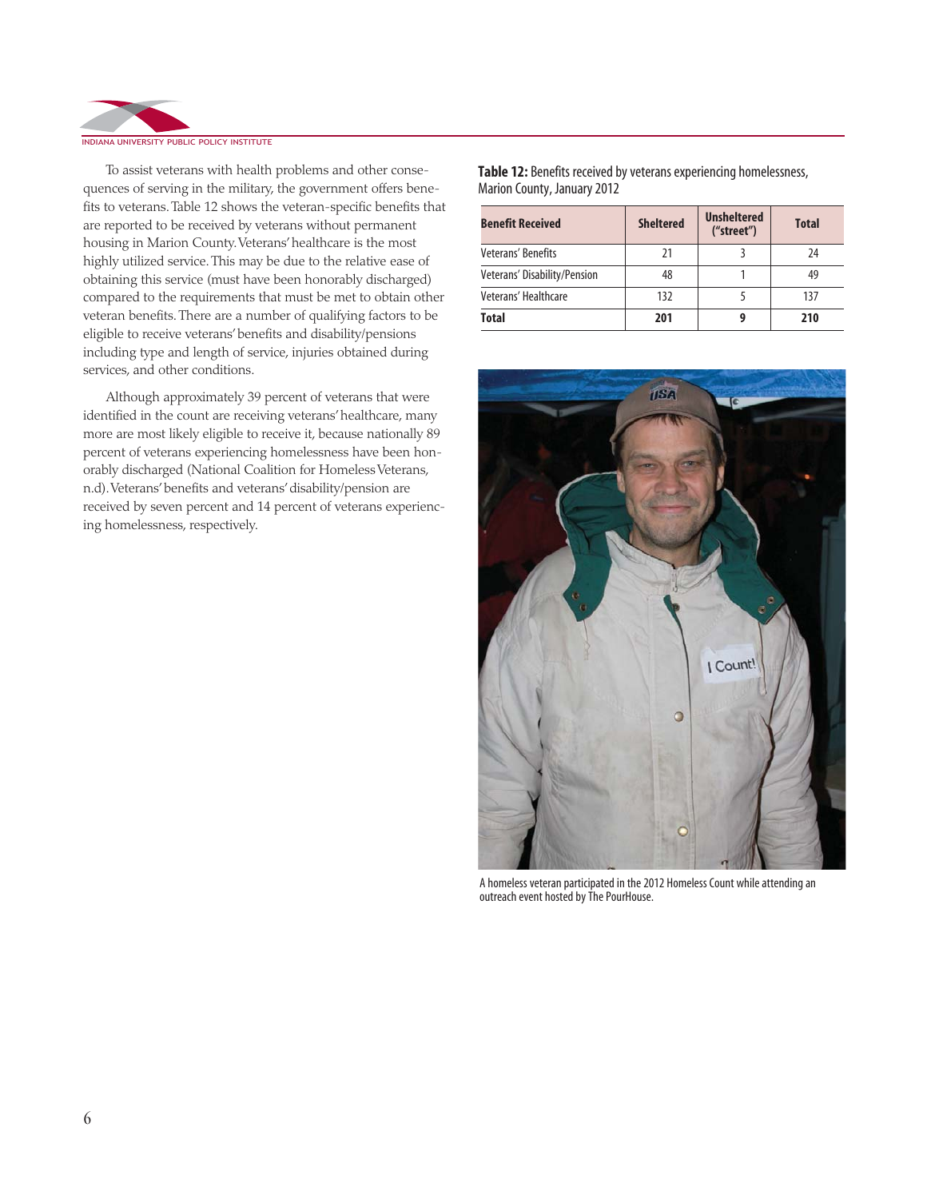To assist veterans with health problems and other consequences of serving in the military, the government offers benefits to veterans. Table 12 shows the veteran-specific benefits that are reported to be received by veterans without permanent housing in Marion County. Veterans' healthcare is the most highly utilized service. This may be due to the relative ease of obtaining this service (must have been honorably discharged) compared to the requirements that must be met to obtain other veteran benefits. There are a number of qualifying factors to be eligible to receive veterans' benefits and disability/pensions including type and length of service, injuries obtained during services, and other conditions.

Although approximately 39 percent of veterans that were identified in the count are receiving veterans' healthcare, many more are most likely eligible to receive it, because nationally 89 percent of veterans experiencing homelessness have been honorably discharged (National Coalition for Homeless Veterans, n.d). Veterans' benefits and veterans' disability/pension are received by seven percent and 14 percent of veterans experiencing homelessness, respectively.

**Table 12:** Benefits received by veterans experiencing homelessness, Marion County, January 2012

| Benefit Received | Sheltered | Unsheltered ("street") | Total |
|---|---|---|---|
| Veterans' Benefits | 21 | 3 | 24 |
| Veterans' Disability/Pension | 48 | 1 | 49 |
| Veterans' Healthcare | 132 | 5 | 137 |
| **Total** | **201** | **9** | **210** |

A homeless veteran participated in the 2012 Homeless Count while attending an outreach event hosted by The PourHouse.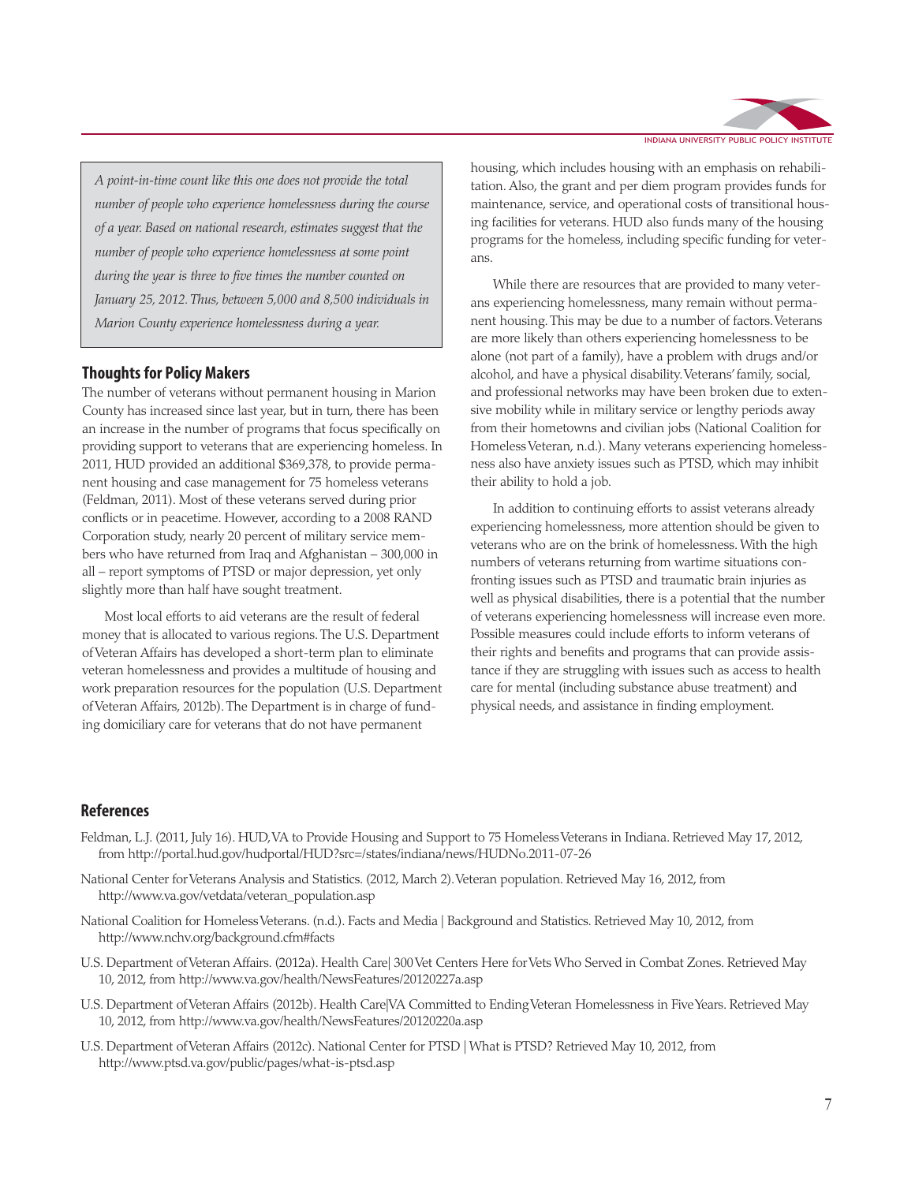*A point-in-time count like this one does not provide the total number of people who experience homelessness during the course of a year. Based on national research, estimates suggest that the number of people who experience homelessness at some point during the year is three to five times the number counted on January 25, 2012. Thus, between 5,000 and 8,500 individuals in Marion County experience homelessness during a year.*

## Thoughts for Policy Makers

The number of veterans without permanent housing in Marion County has increased since last year, but in turn, there has been an increase in the number of programs that focus specifically on providing support to veterans that are experiencing homeless. In 2011, HUD provided an additional $369,378, to provide permanent housing and case management for 75 homeless veterans (Feldman, 2011). Most of these veterans served during prior conflicts or in peacetime. However, according to a 2008 RAND Corporation study, nearly 20 percent of military service members who have returned from Iraq and Afghanistan – 300,000 in all – report symptoms of PTSD or major depression, yet only slightly more than half have sought treatment.

Most local efforts to aid veterans are the result of federal money that is allocated to various regions. The U.S. Department of Veteran Affairs has developed a short-term plan to eliminate veteran homelessness and provides a multitude of housing and work preparation resources for the population (U.S. Department of Veteran Affairs, 2012b). The Department is in charge of funding domiciliary care for veterans that do not have permanent housing, which includes housing with an emphasis on rehabilitation. Also, the grant and per diem program provides funds for maintenance, service, and operational costs of transitional housing facilities for veterans. HUD also funds many of the housing programs for the homeless, including specific funding for veterans.

While there are resources that are provided to many veterans experiencing homelessness, many remain without permanent housing. This may be due to a number of factors. Veterans are more likely than others experiencing homelessness to be alone (not part of a family), have a problem with drugs and/or alcohol, and have a physical disability. Veterans' family, social, and professional networks may have been broken due to extensive mobility while in military service or lengthy periods away from their hometowns and civilian jobs (National Coalition for Homeless Veteran, n.d.). Many veterans experiencing homelessness also have anxiety issues such as PTSD, which may inhibit their ability to hold a job.

In addition to continuing efforts to assist veterans already experiencing homelessness, more attention should be given to veterans who are on the brink of homelessness. With the high numbers of veterans returning from wartime situations confronting issues such as PTSD and traumatic brain injuries as well as physical disabilities, there is a potential that the number of veterans experiencing homelessness will increase even more. Possible measures could include efforts to inform veterans of their rights and benefits and programs that can provide assistance if they are struggling with issues such as access to health care for mental (including substance abuse treatment) and physical needs, and assistance in finding employment.

## References

Feldman, L.J. (2011, July 16). HUD, VA to Provide Housing and Support to 75 Homeless Veterans in Indiana. Retrieved May 17, 2012, from http://portal.hud.gov/hudportal/HUD?src=/states/indiana/news/HUDNo.2011-07-26

National Center for Veterans Analysis and Statistics. (2012, March 2). Veteran population. Retrieved May 16, 2012, from http://www.va.gov/vetdata/veteran_population.asp

National Coalition for Homeless Veterans. (n.d.). Facts and Media | Background and Statistics. Retrieved May 10, 2012, from http://www.nchv.org/background.cfm#facts

U.S. Department of Veteran Affairs. (2012a). Health Care| 300 Vet Centers Here for Vets Who Served in Combat Zones. Retrieved May 10, 2012, from http://www.va.gov/health/NewsFeatures/20120227a.asp

U.S. Department of Veteran Affairs (2012b). Health Care|VA Committed to Ending Veteran Homelessness in Five Years. Retrieved May 10, 2012, from http://www.va.gov/health/NewsFeatures/20120220a.asp

U.S. Department of Veteran Affairs (2012c). National Center for PTSD | What is PTSD? Retrieved May 10, 2012, from http://www.ptsd.va.gov/public/pages/what-is-ptsd.asp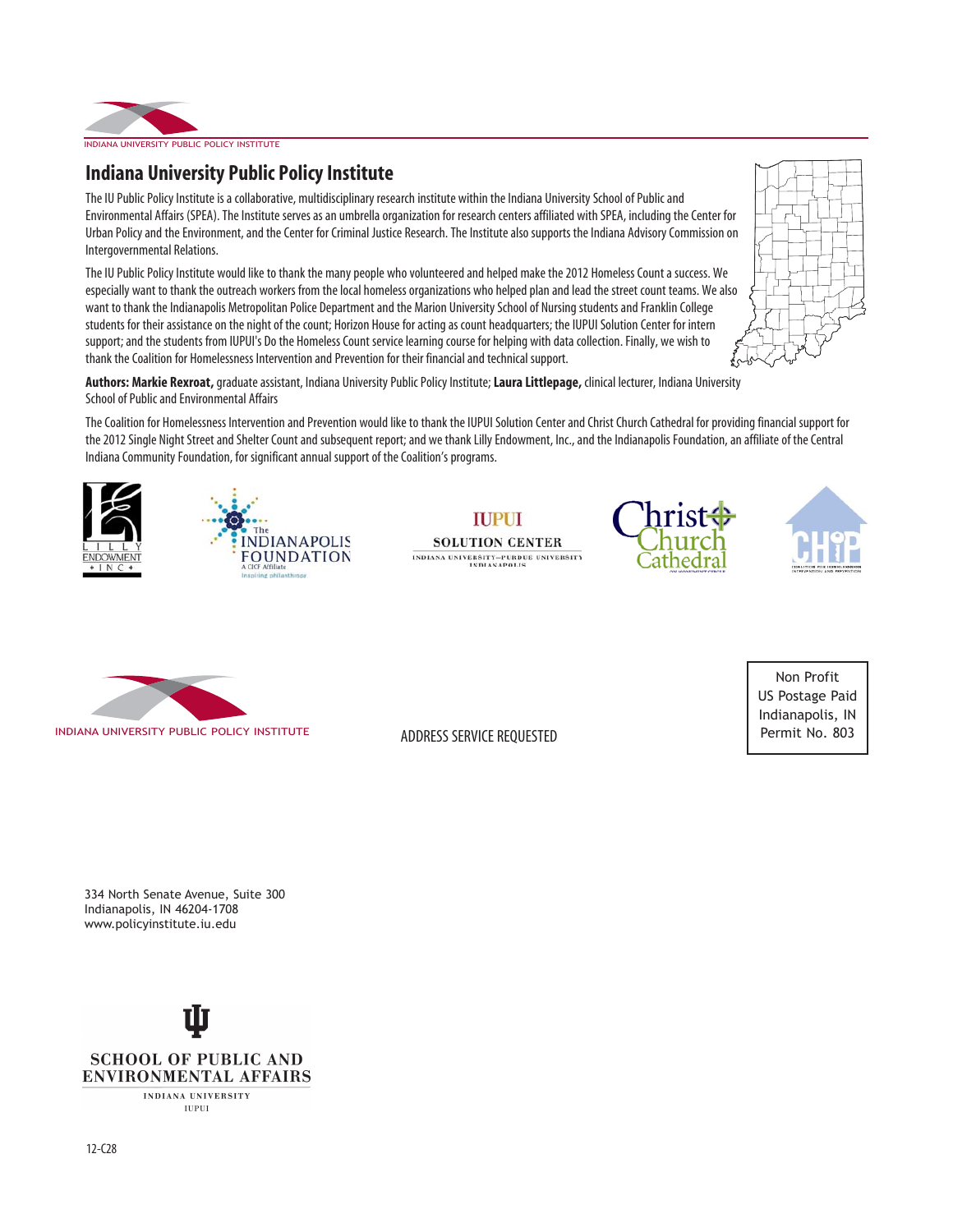INDIANA UNIVERSITY PUBLIC POLICY INSTITUTE

## Indiana University Public Policy Institute

The IU Public Policy Institute is a collaborative, multidisciplinary research institute within the Indiana University School of Public and Environmental Affairs (SPEA). The Institute serves as an umbrella organization for research centers affiliated with SPEA, including the Center for Urban Policy and the Environment, and the Center for Criminal Justice Research. The Institute also supports the Indiana Advisory Commission on Intergovernmental Relations.

The IU Public Policy Institute would like to thank the many people who volunteered and helped make the 2012 Homeless Count a success. We especially want to thank the outreach workers from the local homeless organizations who helped plan and lead the street count teams. We also want to thank the Indianapolis Metropolitan Police Department and the Marion University School of Nursing students and Franklin College students for their assistance on the night of the count; Horizon House for acting as count headquarters; the IUPUI Solution Center for intern support; and the students from IUPUI's Do the Homeless Count service learning course for helping with data collection. Finally, we wish to thank the Coalition for Homelessness Intervention and Prevention for their financial and technical support.

**Authors: Markie Rexroat,** graduate assistant, Indiana University Public Policy Institute; **Laura Littlepage,** clinical lecturer, Indiana University School of Public and Environmental Affairs

The Coalition for Homelessness Intervention and Prevention would like to thank the IUPUI Solution Center and Christ Church Cathedral for providing financial support for the 2012 Single Night Street and Shelter Count and subsequent report; and we thank Lilly Endowment, Inc., and the Indianapolis Foundation, an affiliate of the Central Indiana Community Foundation, for significant annual support of the Coalition's programs.

INDIANA UNIVERSITY PUBLIC POLICY INSTITUTE

ADDRESS SERVICE REQUESTED

Non Profit
US Postage Paid
Indianapolis, IN
Permit No. 803

334 North Senate Avenue, Suite 300
Indianapolis, IN 46204-1708
www.policyinstitute.iu.edu

SCHOOL OF PUBLIC AND ENVIRONMENTAL AFFAIRS
INDIANA UNIVERSITY
IUPUI

12-C28